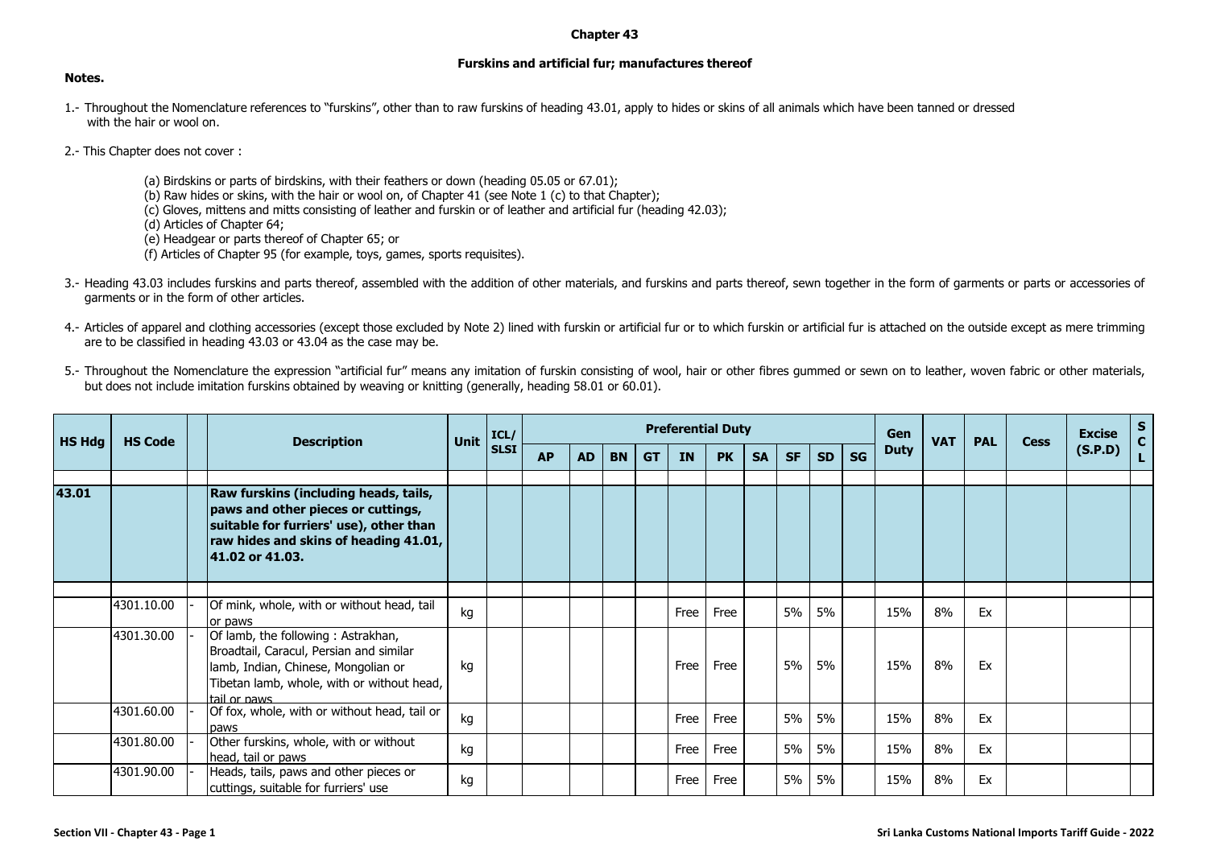# Chapter 43

## Furskins and artificial fur; manufactures thereof

**Notes.**

1.- Throughout the Nomenclature references to "furskins", other than to raw furskins of heading 43.01, apply to hides or skins of all animals which have been tanned or dressed with the hair or wool on.

2.- This Chapter does not cover :

(a) Birdskins or parts of birdskins, with their feathers or down (heading 05.05 or 67.01);
(b) Raw hides or skins, with the hair or wool on, of Chapter 41 (see Note 1 (c) to that Chapter);
(c) Gloves, mittens and mitts consisting of leather and furskin or of leather and artificial fur (heading 42.03);
(d) Articles of Chapter 64;
(e) Headgear or parts thereof of Chapter 65; or
(f) Articles of Chapter 95 (for example, toys, games, sports requisites).

3.- Heading 43.03 includes furskins and parts thereof, assembled with the addition of other materials, and furskins and parts thereof, sewn together in the form of garments or parts or accessories of garments or in the form of other articles.

4.- Articles of apparel and clothing accessories (except those excluded by Note 2) lined with furskin or artificial fur or to which furskin or artificial fur is attached on the outside except as mere trimming are to be classified in heading 43.03 or 43.04 as the case may be.

5.- Throughout the Nomenclature the expression "artificial fur" means any imitation of furskin consisting of wool, hair or other fibres gummed or sewn on to leather, woven fabric or other materials, but does not include imitation furskins obtained by weaving or knitting (generally, heading 58.01 or 60.01).

| HS Hdg | HS Code | | Description | Unit | ICL/ SLSI | Preferential Duty | | | | | | | | | | Gen Duty | VAT | PAL | Cess | Excise (S.P.D) | SCL |
|---|---|---|---|---|---|---|---|---|---|---|---|---|---|---|---|---|---|---|---|---|---|
| | | | | | | AP | AD | BN | GT | IN | PK | SA | SF | SD | SG | | | | | | |
| **43.01** | | | **Raw furskins (including heads, tails, paws and other pieces or cuttings, suitable for furriers' use), other than raw hides and skins of heading 41.01, 41.02 or 41.03.** | | | | | | | | | | | | | | | | | | |
| | 4301.10.00 | - | Of mink, whole, with or without head, tail or paws | kg | | | | | | Free | Free | | 5% | 5% | | 15% | 8% | Ex | | | |
| | 4301.30.00 | - | Of lamb, the following : Astrakhan, Broadtail, Caracul, Persian and similar lamb, Indian, Chinese, Mongolian or Tibetan lamb, whole, with or without head, tail or paws | kg | | | | | | Free | Free | | 5% | 5% | | 15% | 8% | Ex | | | |
| | 4301.60.00 | - | Of fox, whole, with or without head, tail or paws | kg | | | | | | Free | Free | | 5% | 5% | | 15% | 8% | Ex | | | |
| | 4301.80.00 | - | Other furskins, whole, with or without head, tail or paws | kg | | | | | | Free | Free | | 5% | 5% | | 15% | 8% | Ex | | | |
| | 4301.90.00 | - | Heads, tails, paws and other pieces or cuttings, suitable for furriers' use | kg | | | | | | Free | Free | | 5% | 5% | | 15% | 8% | Ex | | | |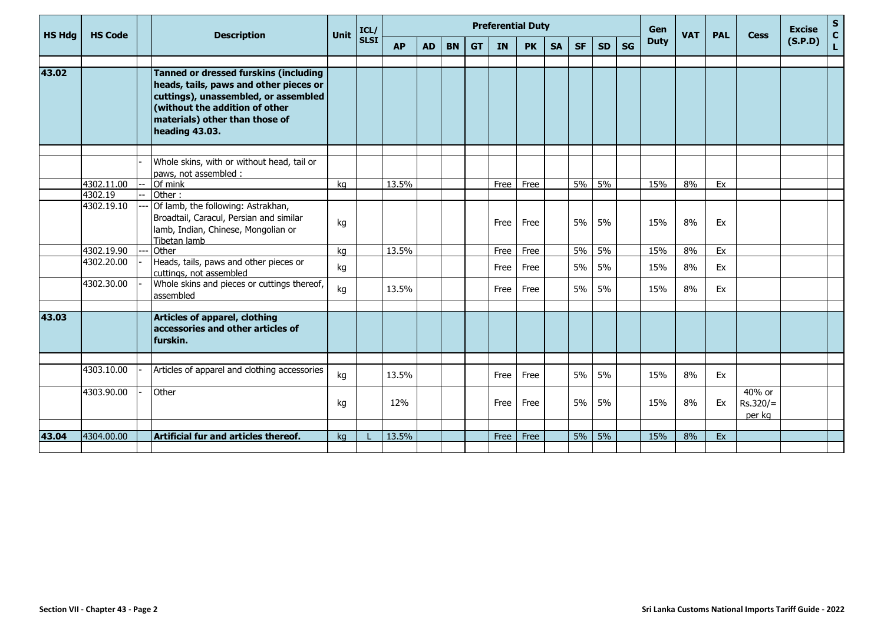| HS Hdg | HS Code | | Description | Unit | ICL/ SLSI | Preferential Duty | | | | | | | | | | Gen Duty | VAT | PAL | Cess | Excise (S.P.D) | S C L |
|---|---|---|---|---|---|---|---|---|---|---|---|---|---|---|---|---|---|---|---|---|---|
| | | | | | | AP | AD | BN | GT | IN | PK | SA | SF | SD | SG | | | | | | |
| 43.02 | | | **Tanned or dressed furskins (including heads, tails, paws and other pieces or cuttings), unassembled, or assembled (without the addition of other materials) other than those of heading 43.03.** | | | | | | | | | | | | | | | | | | |
| | | - | Whole skins, with or without head, tail or paws, not assembled : | | | | | | | | | | | | | | | | | | |
| | 4302.11.00 | -- | Of mink | kg | | 13.5% | | | | Free | Free | | 5% | 5% | | 15% | 8% | Ex | | | |
| | 4302.19 | -- | Other : | | | | | | | | | | | | | | | | | | |
| | 4302.19.10 | --- | Of lamb, the following: Astrakhan, Broadtail, Caracul, Persian and similar lamb, Indian, Chinese, Mongolian or Tibetan lamb | kg | | | | | | Free | Free | | 5% | 5% | | 15% | 8% | Ex | | | |
| | 4302.19.90 | --- | Other | kg | | 13.5% | | | | Free | Free | | 5% | 5% | | 15% | 8% | Ex | | | |
| | 4302.20.00 | - | Heads, tails, paws and other pieces or cuttings, not assembled | kg | | | | | | Free | Free | | 5% | 5% | | 15% | 8% | Ex | | | |
| | 4302.30.00 | - | Whole skins and pieces or cuttings thereof, assembled | kg | | 13.5% | | | | Free | Free | | 5% | 5% | | 15% | 8% | Ex | | | |
| 43.03 | | | **Articles of apparel, clothing accessories and other articles of furskin.** | | | | | | | | | | | | | | | | | | |
| | 4303.10.00 | - | Articles of apparel and clothing accessories | kg | | 13.5% | | | | Free | Free | | 5% | 5% | | 15% | 8% | Ex | | | |
| | 4303.90.00 | - | Other | kg | | 12% | | | | Free | Free | | 5% | 5% | | 15% | 8% | Ex | 40% or Rs.320/= per kg | | |
| 43.04 | 4304.00.00 | | **Artificial fur and articles thereof.** | kg | L | 13.5% | | | | Free | Free | | 5% | 5% | | 15% | 8% | Ex | | | |